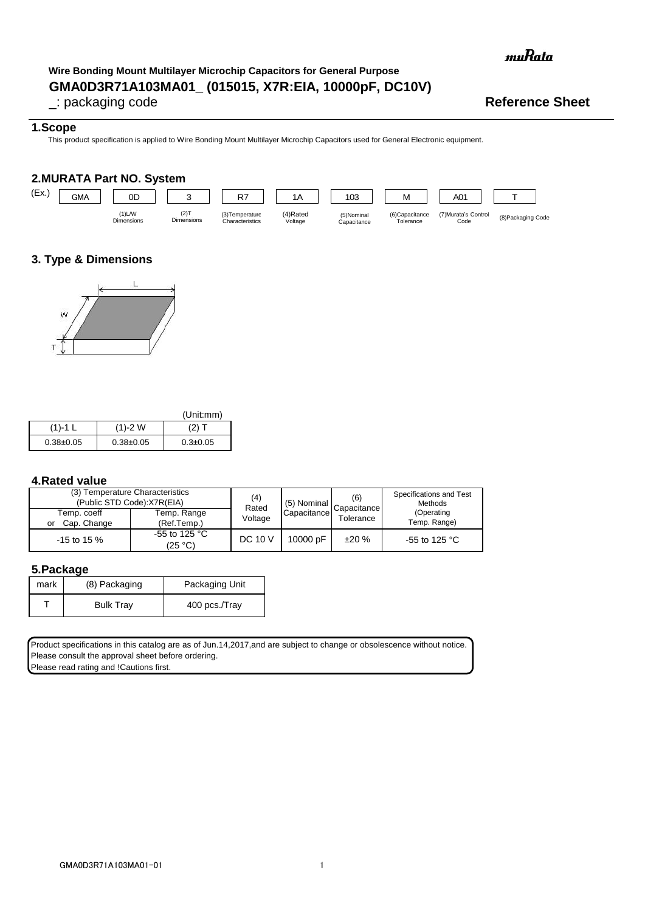muRata

**Wire Bonding Mount Multilayer Microchip Capacitors for General Purpose**

# GMA0D3R71A103MA01_ (015015, X7R:EIA, 10000pF, DC10V)

_: packaging code

**Reference Sheet**

## 1.Scope

This product specification is applied to Wire Bonding Mount Multilayer Microchip Capacitors used for General Electronic equipment.

## 2.MURATA Part NO. System

| (Ex.) | GMA | 0D | 3 | R7 | 1A | 103 | M | A01 | T |
|---|---|---|---|---|---|---|---|---|---|
| | | (1)L/W Dimensions | (2)T Dimensions | (3)Temperature Characteristics | (4)Rated Voltage | (5)Nominal Capacitance | (6)Capacitance Tolerance | (7)Murata's Control Code | (8)Packaging Code |

## 3. Type & Dimensions

(Unit:mm)

| (1)-1 L | (1)-2 W | (2) T |
|---|---|---|
| 0.38±0.05 | 0.38±0.05 | 0.3±0.05 |

## 4.Rated value

| (3) Temperature Characteristics (Public STD Code):X7R(EIA) | | (4) Rated Voltage | (5) Nominal Capacitance | (6) Capacitance Tolerance | Specifications and Test Methods (Operating Temp. Range) |
|---|---|---|---|---|---|
| Temp. coeff or Cap. Change | Temp. Range (Ref.Temp.) | | | | |
| -15 to 15 % | -55 to 125 °C (25 °C) | DC 10 V | 10000 pF | ±20 % | -55 to 125 °C |

## 5.Package

| mark | (8) Packaging | Packaging Unit |
|---|---|---|
| T | Bulk Tray | 400 pcs./Tray |

Product specifications in this catalog are as of Jun.14,2017,and are subject to change or obsolescence without notice.
Please consult the approval sheet before ordering.
Please read rating and !Cautions first.

GMA0D3R71A103MA01-01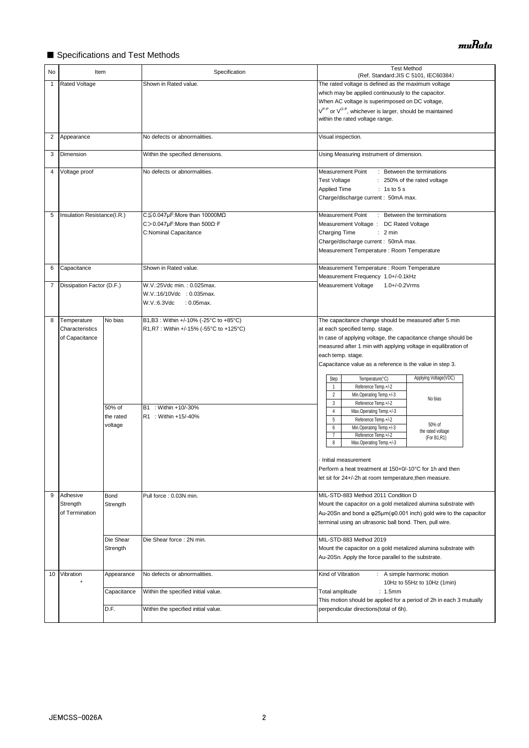## ■ Specifications and Test Methods

| No | Item | | Specification | Test Method (Ref. Standard:JIS C 5101, IEC60384) |
|---|---|---|---|---|
| 1 | Rated Voltage | | Shown in Rated value. | The rated voltage is defined as the maximum voltage which may be applied continuously to the capacitor. When AC voltage is superimposed on DC voltage, $V^{P-P}$ or $V^{O-P}$, whichever is larger, should be maintained within the rated voltage range. |
| 2 | Appearance | | No defects or abnormalities. | Visual inspection. |
| 3 | Dimension | | Within the specified dimensions. | Using Measuring instrument of dimension. |
| 4 | Voltage proof | | No defects or abnormalities. | Measurement Point : Between the terminations<br>Test Voltage : 250% of the rated voltage<br>Applied Time : 1s to 5 s<br>Charge/discharge current : 50mA max. |
| 5 | Insulation Resistance(I.R.) | | C≦0.047μF:More than 10000MΩ<br>C＞0.047μF:More than 500Ω·F<br>C:Nominal Capacitance | Measurement Point : Between the terminations<br>Measurement Voltage : DC Rated Voltage<br>Charging Time : 2 min<br>Charge/discharge current : 50mA max.<br>Measurement Temperature : Room Temperature |
| 6 | Capacitance | | Shown in Rated value. | Measurement Temperature : Room Temperature<br>Measurement Frequency 1.0+/-0.1kHz<br>Measurement Voltage 1.0+/-0.2Vrms |
| 7 | Dissipation Factor (D.F.) | | W.V.:25Vdc min. : 0.025max.<br>W.V.:16/10Vdc : 0.035max.<br>W.V.:6.3Vdc : 0.05max. | |
| 8 | Temperature Characteristics of Capacitance | No bias | B1,B3 : Within +/-10% (-25°C to +85°C)<br>R1,R7 : Within +/-15% (-55°C to +125°C) | The capacitance change should be measured after 5 min at each specified temp. stage.<br>In case of applying voltage, the capacitance change should be measured after 1 min with applying voltage in equilibration of each temp. stage.<br>Capacitance value as a reference is the value in step 3. |
| | | 50% of the rated voltage | B1 : Within +10/-30%<br>R1 : Within +15/-40% | (see table below)<br>· Initial measurement<br>Perform a heat treatment at 150+0/-10°C for 1h and then let sit for 24+/-2h at room temperature,then measure. |
| 9 | Adhesive Strength of Termination | Bond Strength | Pull force : 0.03N min. | MIL-STD-883 Method 2011 Condition D<br>Mount the capacitor on a gold metalized alumina substrate with Au-20Sn and bond a φ25μm(φ0.001 inch) gold wire to the capacitor terminal using an ultrasonic ball bond. Then, pull wire. |
| | | Die Shear Strength | Die Shear force : 2N min. | MIL-STD-883 Method 2019<br>Mount the capacitor on a gold metalized alumina substrate with Au-20Sn. Apply the force parallel to the substrate. |
| 10 | Vibration * | Appearance | No defects or abnormalities. | Kind of Vibration : A simple harmonic motion 10Hz to 55Hz to 10Hz (1min)<br>Total amplitude : 1.5mm<br>This motion should be applied for a period of 2h in each 3 mutually perpendicular directions(total of 6h). |
| | | Capacitance | Within the specified initial value. | |
| | | D.F. | Within the specified initial value. | |

| Step | Temperature(°C) | Applying Voltage(VDC) |
|---|---|---|
| 1 | Reference Temp.+/-2 | No bias |
| 2 | Min.Operating Temp.+/-3 | No bias |
| 3 | Reference Temp.+/-2 | No bias |
| 4 | Max.Operating Temp.+/-3 | No bias |
| 5 | Reference Temp.+/-2 | 50% of the rated voltage (For B1,R1) |
| 6 | Min.Operating Temp.+/-3 | 50% of the rated voltage (For B1,R1) |
| 7 | Reference Temp.+/-2 | 50% of the rated voltage (For B1,R1) |
| 8 | Max.Operating Temp.+/-3 | 50% of the rated voltage (For B1,R1) |

JEMCSS-0026A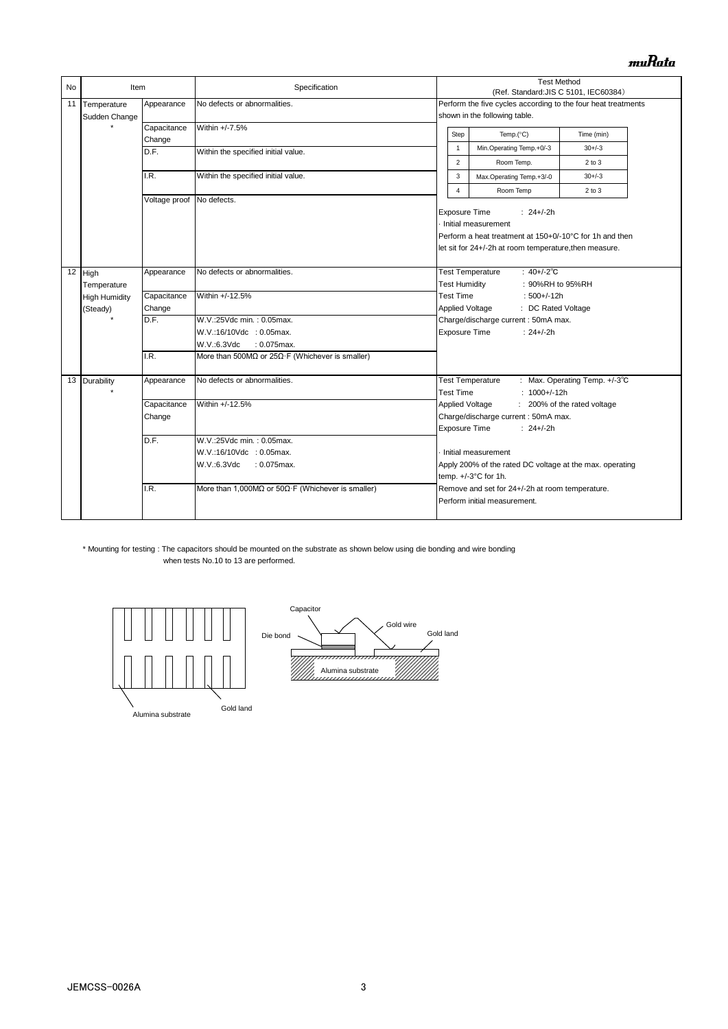| No | Item | | Specification | Test Method (Ref. Standard:JIS C 5101, IEC60384) |
|---|---|---|---|---|
| 11 | Temperature Sudden Change * | Appearance | No defects or abnormalities. | Perform the five cycles according to the four heat treatments shown in the following table. |
| | | Capacitance Change | Within +/-7.5% | Step 1: Min.Operating Temp.+0/-3, Time 30+/-3 min; Step 2: Room Temp., 2 to 3 min; Step 3: Max.Operating Temp.+3/-0, 30+/-3 min; Step 4: Room Temp, 2 to 3 min |
| | | D.F. | Within the specified initial value. | Exposure Time : 24+/-2h |
| | | I.R. | Within the specified initial value. | · Initial measurement |
| | | Voltage proof | No defects. | Perform a heat treatment at 150+0/-10°C for 1h and then let sit for 24+/-2h at room temperature,then measure. |
| 12 | High Temperature High Humidity (Steady) * | Appearance | No defects or abnormalities. | Test Temperature : 40+/-2℃<br>Test Humidity : 90%RH to 95%RH<br>Test Time : 500+/-12h<br>Applied Voltage : DC Rated Voltage<br>Charge/discharge current : 50mA max.<br>Exposure Time : 24+/-2h |
| | | Capacitance Change | Within +/-12.5% | |
| | | D.F. | W.V.:25Vdc min. : 0.05max.<br>W.V.:16/10Vdc : 0.05max.<br>W.V.:6.3Vdc : 0.075max. | |
| | | I.R. | More than 500MΩ or 25Ω·F (Whichever is smaller) | |
| 13 | Durability * | Appearance | No defects or abnormalities. | Test Temperature : Max. Operating Temp. +/-3℃<br>Test Time : 1000+/-12h<br>Applied Voltage : 200% of the rated voltage<br>Charge/discharge current : 50mA max.<br>Exposure Time : 24+/-2h |
| | | Capacitance Change | Within +/-12.5% | |
| | | D.F. | W.V.:25Vdc min. : 0.05max.<br>W.V.:16/10Vdc : 0.05max.<br>W.V.:6.3Vdc : 0.075max. | · Initial measurement<br>Apply 200% of the rated DC voltage at the max. operating temp. +/-3°C for 1h. |
| | | I.R. | More than 1,000MΩ or 50Ω·F (Whichever is smaller) | Remove and set for 24+/-2h at room temperature.<br>Perform initial measurement. |

| Step | Temp.(°C) | Time (min) |
|---|---|---|
| 1 | Min.Operating Temp.+0/-3 | 30+/-3 |
| 2 | Room Temp. | 2 to 3 |
| 3 | Max.Operating Temp.+3/-0 | 30+/-3 |
| 4 | Room Temp | 2 to 3 |

\* Mounting for testing : The capacitors should be mounted on the substrate as shown below using die bonding and wire bonding when tests No.10 to 13 are performed.

Alumina substrate, Gold land, Capacitor, Die bond, Gold wire, Gold land, Alumina substrate

JEMCSS-0026A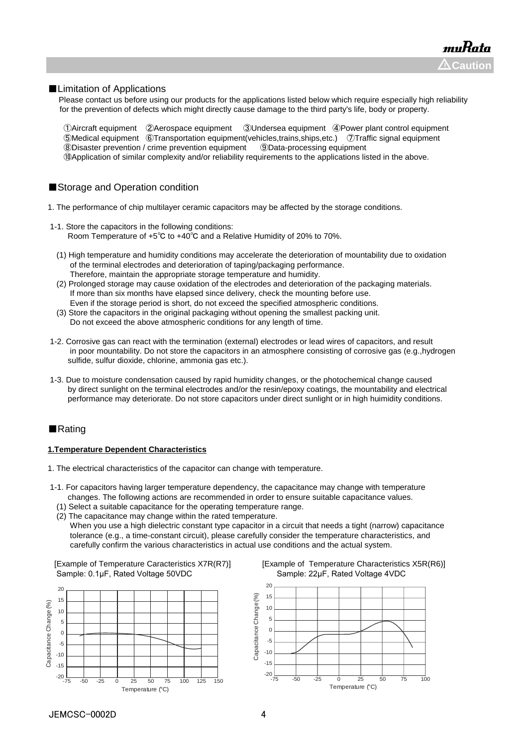## ■Limitation of Applications

Please contact us before using our products for the applications listed below which require especially high reliability for the prevention of defects which might directly cause damage to the third party's life, body or property.

①Aircraft equipment ②Aerospace equipment ③Undersea equipment ④Power plant control equipment
⑤Medical equipment ⑥Transportation equipment(vehicles,trains,ships,etc.) ⑦Traffic signal equipment
⑧Disaster prevention / crime prevention equipment ⑨Data-processing equipment
⑩Application of similar complexity and/or reliability requirements to the applications listed in the above.

## ■Storage and Operation condition

1. The performance of chip multilayer ceramic capacitors may be affected by the storage conditions.

1-1. Store the capacitors in the following conditions:
Room Temperature of +5℃ to +40℃ and a Relative Humidity of 20% to 70%.

(1) High temperature and humidity conditions may accelerate the deterioration of mountability due to oxidation of the terminal electrodes and deterioration of taping/packaging performance.
Therefore, maintain the appropriate storage temperature and humidity.

(2) Prolonged storage may cause oxidation of the electrodes and deterioration of the packaging materials.
If more than six months have elapsed since delivery, check the mounting before use.
Even if the storage period is short, do not exceed the specified atmospheric conditions.

(3) Store the capacitors in the original packaging without opening the smallest packing unit.
Do not exceed the above atmospheric conditions for any length of time.

1-2. Corrosive gas can react with the termination (external) electrodes or lead wires of capacitors, and result in poor mountability. Do not store the capacitors in an atmosphere consisting of corrosive gas (e.g.,hydrogen sulfide, sulfur dioxide, chlorine, ammonia gas etc.).

1-3. Due to moisture condensation caused by rapid humidity changes, or the photochemical change caused by direct sunlight on the terminal electrodes and/or the resin/epoxy coatings, the mountability and electrical performance may deteriorate. Do not store capacitors under direct sunlight or in high huimidity conditions.

## ■Rating

**1.Temperature Dependent Characteristics**

1. The electrical characteristics of the capacitor can change with temperature.

1-1. For capacitors having larger temperature dependency, the capacitance may change with temperature changes. The following actions are recommended in order to ensure suitable capacitance values.

(1) Select a suitable capacitance for the operating temperature range.

(2) The capacitance may change within the rated temperature.
When you use a high dielectric constant type capacitor in a circuit that needs a tight (narrow) capacitance tolerance (e.g., a time-constant circuit), please carefully consider the temperature characteristics, and carefully confirm the various characteristics in actual use conditions and the actual system.

[Example of Temperature Caracteristics X7R(R7)]
Sample: 0.1μF, Rated Voltage 50VDC

[Example of Temperature Characteristics X5R(R6)]
Sample: 22μF, Rated Voltage 4VDC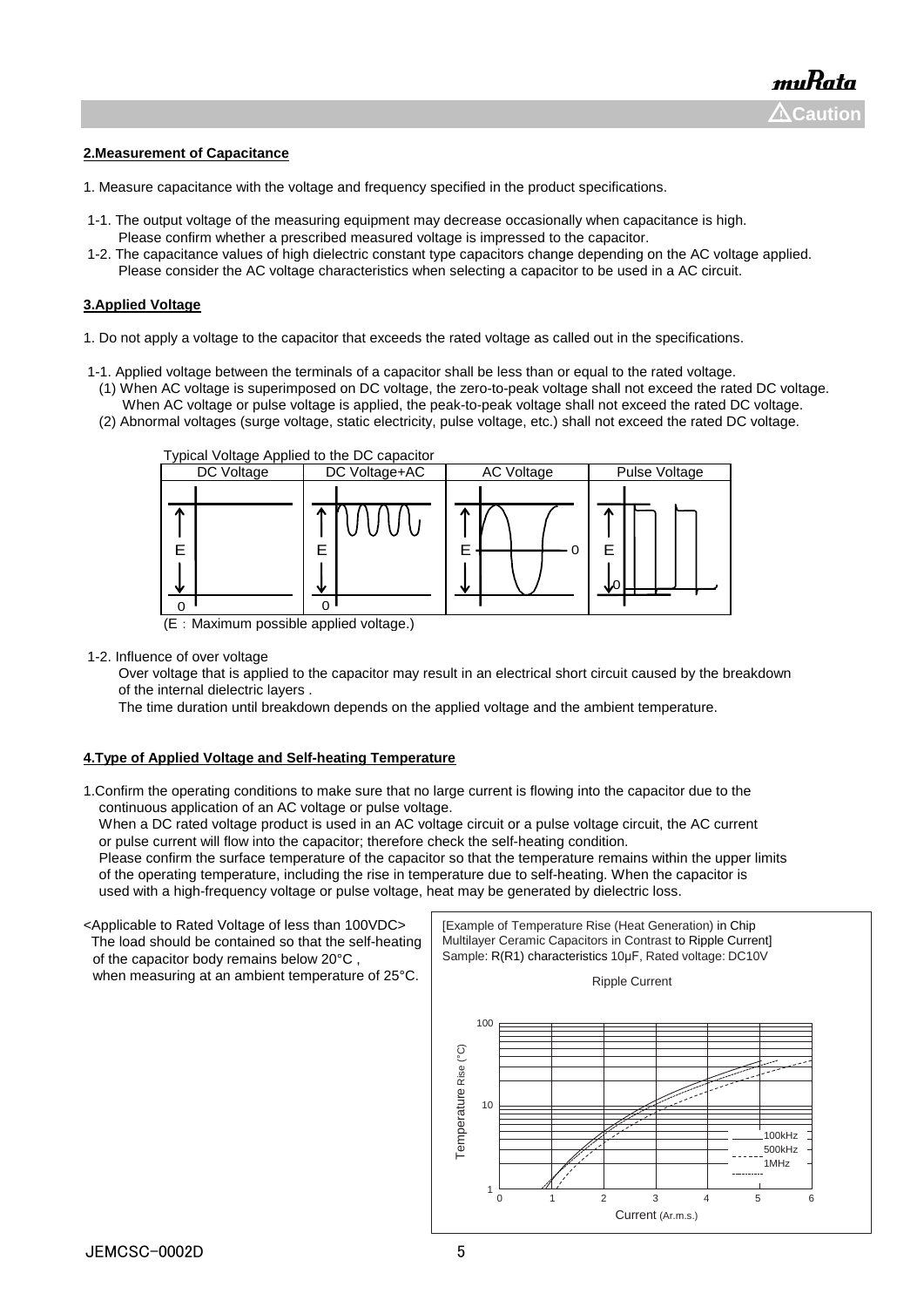## 2.Measurement of Capacitance

1. Measure capacitance with the voltage and frequency specified in the product specifications.

1-1. The output voltage of the measuring equipment may decrease occasionally when capacitance is high. Please confirm whether a prescribed measured voltage is impressed to the capacitor.

1-2. The capacitance values of high dielectric constant type capacitors change depending on the AC voltage applied. Please consider the AC voltage characteristics when selecting a capacitor to be used in a AC circuit.

## 3.Applied Voltage

1. Do not apply a voltage to the capacitor that exceeds the rated voltage as called out in the specifications.

1-1. Applied voltage between the terminals of a capacitor shall be less than or equal to the rated voltage.

(1) When AC voltage is superimposed on DC voltage, the zero-to-peak voltage shall not exceed the rated DC voltage. When AC voltage or pulse voltage is applied, the peak-to-peak voltage shall not exceed the rated DC voltage.

(2) Abnormal voltages (surge voltage, static electricity, pulse voltage, etc.) shall not exceed the rated DC voltage.

Typical Voltage Applied to the DC capacitor

| DC Voltage | DC Voltage+AC | AC Voltage | Pulse Voltage |
|---|---|---|---|
| E, 0 | E, 0 | E, 0 | E, 0 |

(E：Maximum possible applied voltage.)

1-2. Influence of over voltage

Over voltage that is applied to the capacitor may result in an electrical short circuit caused by the breakdown of the internal dielectric layers .

The time duration until breakdown depends on the applied voltage and the ambient temperature.

## 4.Type of Applied Voltage and Self-heating Temperature

1.Confirm the operating conditions to make sure that no large current is flowing into the capacitor due to the continuous application of an AC voltage or pulse voltage.

When a DC rated voltage product is used in an AC voltage circuit or a pulse voltage circuit, the AC current or pulse current will flow into the capacitor; therefore check the self-heating condition.

Please confirm the surface temperature of the capacitor so that the temperature remains within the upper limits of the operating temperature, including the rise in temperature due to self-heating. When the capacitor is used with a high-frequency voltage or pulse voltage, heat may be generated by dielectric loss.

<Applicable to Rated Voltage of less than 100VDC>
The load should be contained so that the self-heating of the capacitor body remains below 20°C , when measuring at an ambient temperature of 25°C.

[Example of Temperature Rise (Heat Generation) in Chip Multilayer Ceramic Capacitors in Contrast to Ripple Current]
Sample: R(R1) characteristics 10μF, Rated voltage: DC10V

Ripple Current

Temperature Rise (°C) vs. Current (Ar.m.s.) — 100kHz, 500kHz, 1MHz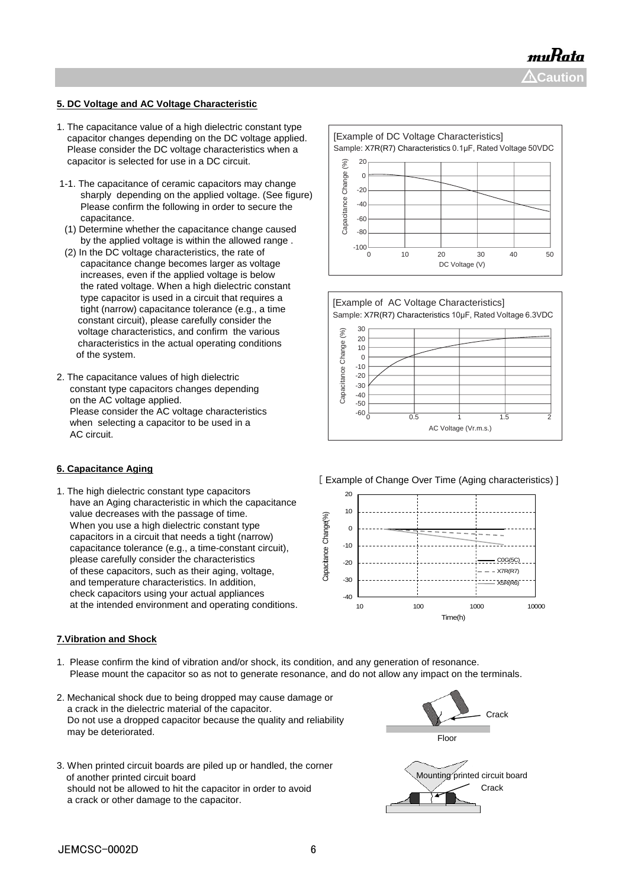## 5. DC Voltage and AC Voltage Characteristic

1. The capacitance value of a high dielectric constant type capacitor changes depending on the DC voltage applied. Please consider the DC voltage characteristics when a capacitor is selected for use in a DC circuit.

1-1. The capacitance of ceramic capacitors may change sharply depending on the applied voltage. (See figure) Please confirm the following in order to secure the capacitance.

(1) Determine whether the capacitance change caused by the applied voltage is within the allowed range .

(2) In the DC voltage characteristics, the rate of capacitance change becomes larger as voltage increases, even if the applied voltage is below the rated voltage. When a high dielectric constant type capacitor is used in a circuit that requires a tight (narrow) capacitance tolerance (e.g., a time constant circuit), please carefully consider the voltage characteristics, and confirm the various characteristics in the actual operating conditions of the system.

2. The capacitance values of high dielectric constant type capacitors changes depending on the AC voltage applied. Please consider the AC voltage characteristics when selecting a capacitor to be used in a AC circuit.

[Example of DC Voltage Characteristics]
Sample: X7R(R7) Characteristics 0.1μF, Rated Voltage 50VDC

[Example of AC Voltage Characteristics]
Sample: X7R(R7) Characteristics 10μF, Rated Voltage 6.3VDC

## 6. Capacitance Aging

1. The high dielectric constant type capacitors have an Aging characteristic in which the capacitance value decreases with the passage of time. When you use a high dielectric constant type capacitors in a circuit that needs a tight (narrow) capacitance tolerance (e.g., a time-constant circuit), please carefully consider the characteristics of these capacitors, such as their aging, voltage, and temperature characteristics. In addition, check capacitors using your actual appliances at the intended environment and operating conditions.

[ Example of Change Over Time (Aging characteristics) ]

## 7.Vibration and Shock

1. Please confirm the kind of vibration and/or shock, its condition, and any generation of resonance. Please mount the capacitor so as not to generate resonance, and do not allow any impact on the terminals.

2. Mechanical shock due to being dropped may cause damage or a crack in the dielectric material of the capacitor. Do not use a dropped capacitor because the quality and reliability may be deteriorated.

3. When printed circuit boards are piled up or handled, the corner of another printed circuit board should not be allowed to hit the capacitor in order to avoid a crack or other damage to the capacitor.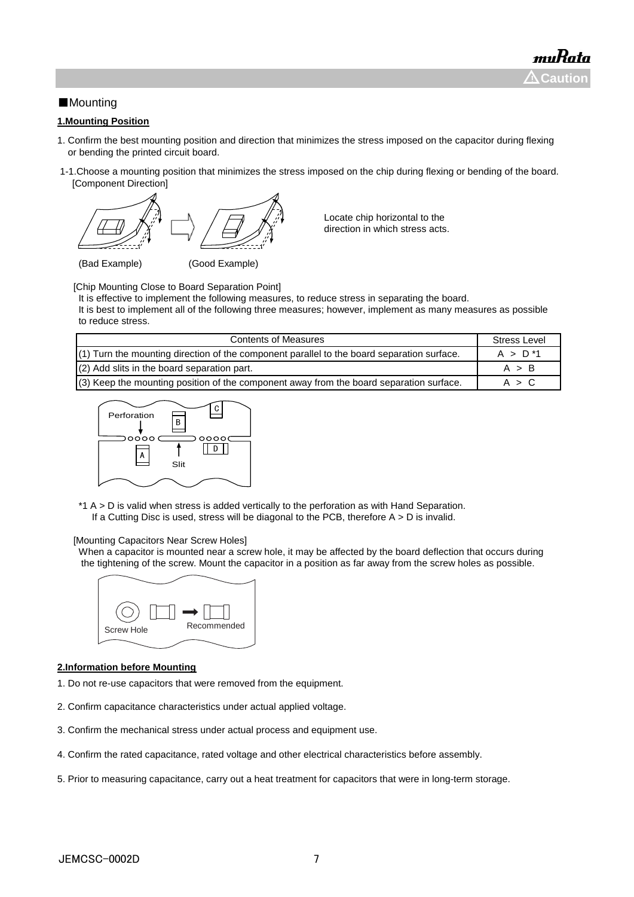■Mounting

**1.Mounting Position**

1. Confirm the best mounting position and direction that minimizes the stress imposed on the capacitor during flexing or bending the printed circuit board.

1-1.Choose a mounting position that minimizes the stress imposed on the chip during flexing or bending of the board.
[Component Direction]

Locate chip horizontal to the direction in which stress acts.

(Bad Example) (Good Example)

[Chip Mounting Close to Board Separation Point]
It is effective to implement the following measures, to reduce stress in separating the board.
It is best to implement all of the following three measures; however, implement as many measures as possible to reduce stress.

| Contents of Measures | Stress Level |
|---|---|
| (1) Turn the mounting direction of the component parallel to the board separation surface. | A > D *1 |
| (2) Add slits in the board separation part. | A > B |
| (3) Keep the mounting position of the component away from the board separation surface. | A > C |

Perforation
Slit

*1 A > D is valid when stress is added vertically to the perforation as with Hand Separation.
If a Cutting Disc is used, stress will be diagonal to the PCB, therefore A > D is invalid.

[Mounting Capacitors Near Screw Holes]
When a capacitor is mounted near a screw hole, it may be affected by the board deflection that occurs during the tightening of the screw. Mount the capacitor in a position as far away from the screw holes as possible.

Screw Hole Recommended

**2.Information before Mounting**

1. Do not re-use capacitors that were removed from the equipment.

2. Confirm capacitance characteristics under actual applied voltage.

3. Confirm the mechanical stress under actual process and equipment use.

4. Confirm the rated capacitance, rated voltage and other electrical characteristics before assembly.

5. Prior to measuring capacitance, carry out a heat treatment for capacitors that were in long-term storage.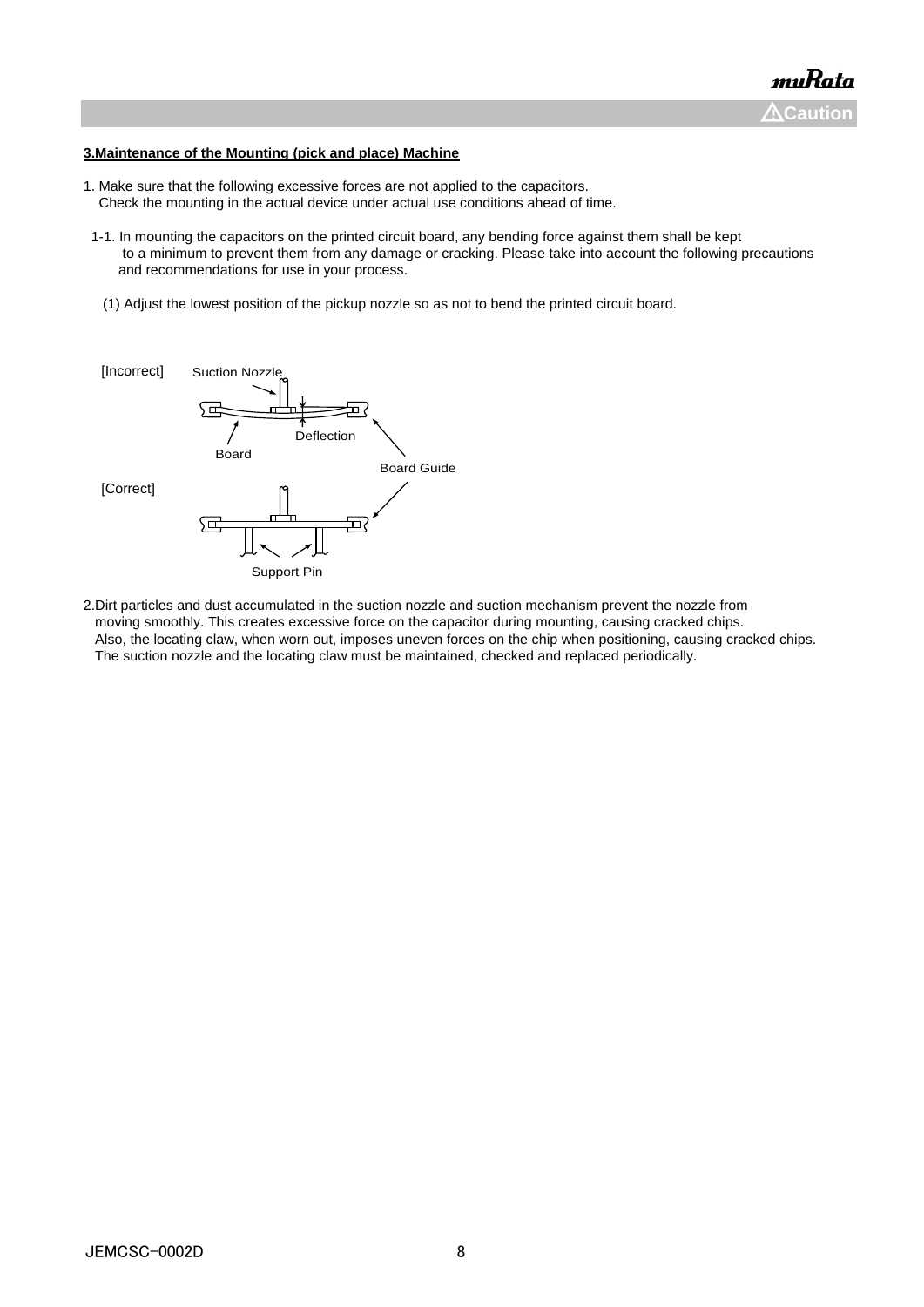**Caution**

**3.Maintenance of the Mounting (pick and place) Machine**

1. Make sure that the following excessive forces are not applied to the capacitors.
   Check the mounting in the actual device under actual use conditions ahead of time.

   1-1. In mounting the capacitors on the printed circuit board, any bending force against them shall be kept to a minimum to prevent them from any damage or cracking. Please take into account the following precautions and recommendations for use in your process.

   (1) Adjust the lowest position of the pickup nozzle so as not to bend the printed circuit board.

[Incorrect] Suction Nozzle, Deflection, Board, Board Guide

[Correct] Support Pin

2.Dirt particles and dust accumulated in the suction nozzle and suction mechanism prevent the nozzle from moving smoothly. This creates excessive force on the capacitor during mounting, causing cracked chips.
Also, the locating claw, when worn out, imposes uneven forces on the chip when positioning, causing cracked chips.
The suction nozzle and the locating claw must be maintained, checked and replaced periodically.

JEMCSC-0002D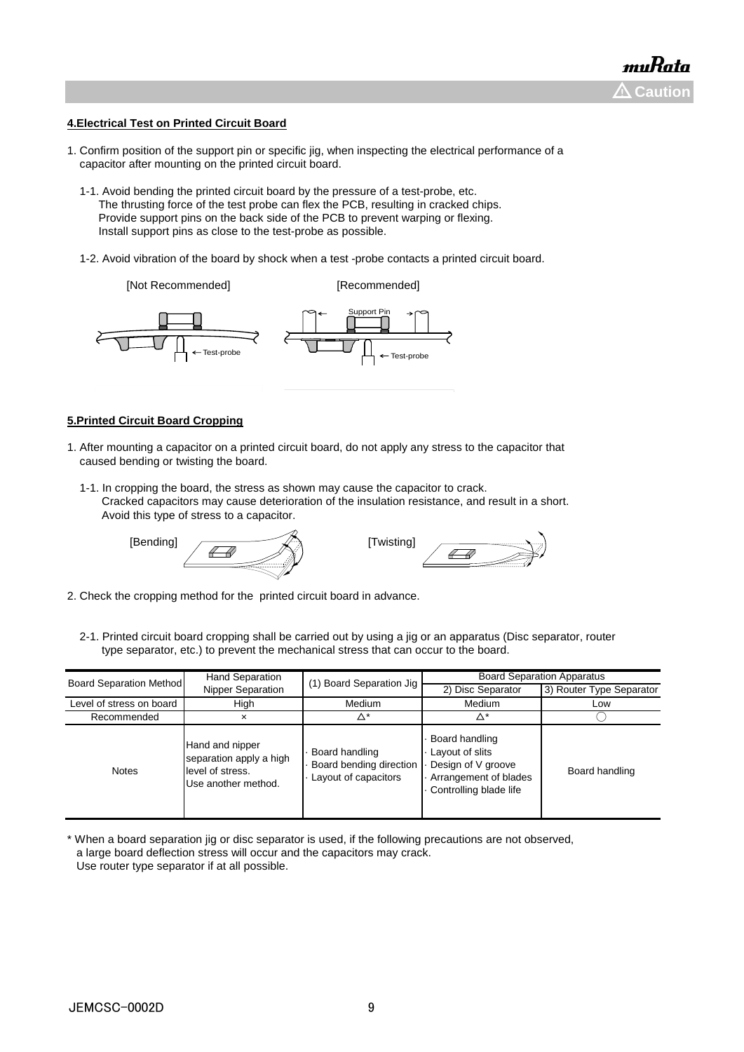#### 4.Electrical Test on Printed Circuit Board

1. Confirm position of the support pin or specific jig, when inspecting the electrical performance of a capacitor after mounting on the printed circuit board.

   1-1. Avoid bending the printed circuit board by the pressure of a test-probe, etc.
   The thrusting force of the test probe can flex the PCB, resulting in cracked chips.
   Provide support pins on the back side of the PCB to prevent warping or flexing.
   Install support pins as close to the test-probe as possible.

   1-2. Avoid vibration of the board by shock when a test -probe contacts a printed circuit board.

[Not Recommended] [Recommended]

Support Pin

Test-probe Test-probe

#### 5.Printed Circuit Board Cropping

1. After mounting a capacitor on a printed circuit board, do not apply any stress to the capacitor that caused bending or twisting the board.

   1-1. In cropping the board, the stress as shown may cause the capacitor to crack.
   Cracked capacitors may cause deterioration of the insulation resistance, and result in a short.
   Avoid this type of stress to a capacitor.

[Bending] [Twisting]

2. Check the cropping method for the printed circuit board in advance.

   2-1. Printed circuit board cropping shall be carried out by using a jig or an apparatus (Disc separator, router type separator, etc.) to prevent the mechanical stress that can occur to the board.

| Board Separation Method | Hand Separation Nipper Separation | (1) Board Separation Jig | Board Separation Apparatus | |
|---|---|---|---|---|
| | | | 2) Disc Separator | 3) Router Type Separator |
| Level of stress on board | High | Medium | Medium | Low |
| Recommended | × | △* | △* | ○ |
| Notes | Hand and nipper separation apply a high level of stress. Use another method. | · Board handling<br>· Board bending direction<br>· Layout of capacitors | · Board handling<br>· Layout of slits<br>· Design of V groove<br>· Arrangement of blades<br>· Controlling blade life | Board handling |

\* When a board separation jig or disc separator is used, if the following precautions are not observed, a large board deflection stress will occur and the capacitors may crack.
Use router type separator if at all possible.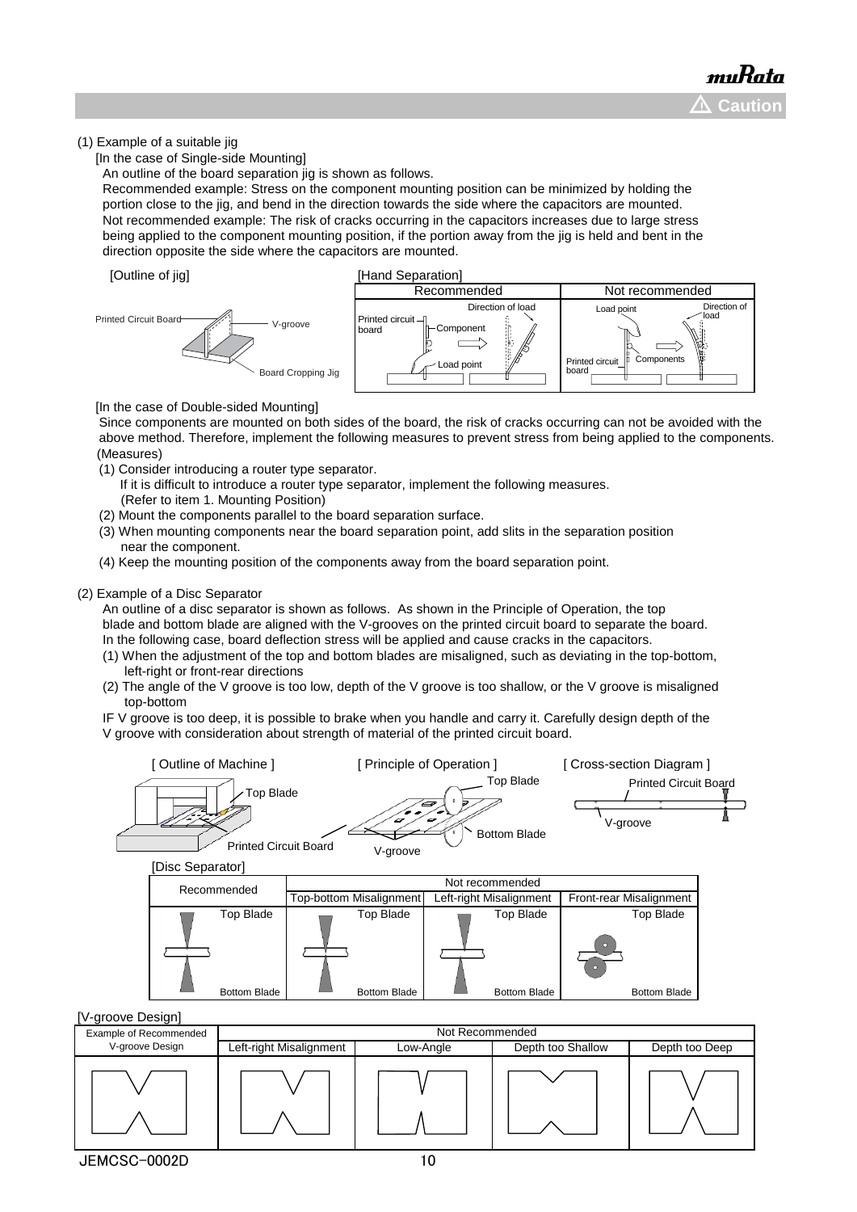(1) Example of a suitable jig

[In the case of Single-side Mounting]

An outline of the board separation jig is shown as follows.

Recommended example: Stress on the component mounting position can be minimized by holding the portion close to the jig, and bend in the direction towards the side where the capacitors are mounted.

Not recommended example: The risk of cracks occurring in the capacitors increases due to large stress being applied to the component mounting position, if the portion away from the jig is held and bent in the direction opposite the side where the capacitors are mounted.

[Outline of jig]

Printed Circuit Board — V-groove — Board Cropping Jig

[Hand Separation]

| Recommended | Not recommended |
|---|---|
| Printed circuit board, Component, Load point, Direction of load | Load point, Direction of load, Printed circuit board, Components |

[In the case of Double-sided Mounting]

Since components are mounted on both sides of the board, the risk of cracks occurring can not be avoided with the above method. Therefore, implement the following measures to prevent stress from being applied to the components.

(Measures)

(1) Consider introducing a router type separator.
   If it is difficult to introduce a router type separator, implement the following measures.
   (Refer to item 1. Mounting Position)
(2) Mount the components parallel to the board separation surface.
(3) When mounting components near the board separation point, add slits in the separation position near the component.
(4) Keep the mounting position of the components away from the board separation point.

(2) Example of a Disc Separator

An outline of a disc separator is shown as follows. As shown in the Principle of Operation, the top blade and bottom blade are aligned with the V-grooves on the printed circuit board to separate the board.

In the following case, board deflection stress will be applied and cause cracks in the capacitors.

(1) When the adjustment of the top and bottom blades are misaligned, such as deviating in the top-bottom, left-right or front-rear directions
(2) The angle of the V groove is too low, depth of the V groove is too shallow, or the V groove is misaligned top-bottom

IF V groove is too deep, it is possible to brake when you handle and carry it. Carefully design depth of the V groove with consideration about strength of material of the printed circuit board.

[ Outline of Machine ] — Top Blade, Printed Circuit Board

[ Principle of Operation ] — Top Blade, Bottom Blade, V-groove

[ Cross-section Diagram ] — Printed Circuit Board, V-groove

[Disc Separator]

| Recommended | Not recommended | | |
|---|---|---|---|
| | Top-bottom Misalignment | Left-right Misalignment | Front-rear Misalignment |
| Top Blade / Bottom Blade | Top Blade / Bottom Blade | Top Blade / Bottom Blade | Top Blade / Bottom Blade |

[V-groove Design]

| Example of Recommended V-groove Design | Not Recommended | | | |
|---|---|---|---|---|
| | Left-right Misalignment | Low-Angle | Depth too Shallow | Depth too Deep |

JEMCSC-0002D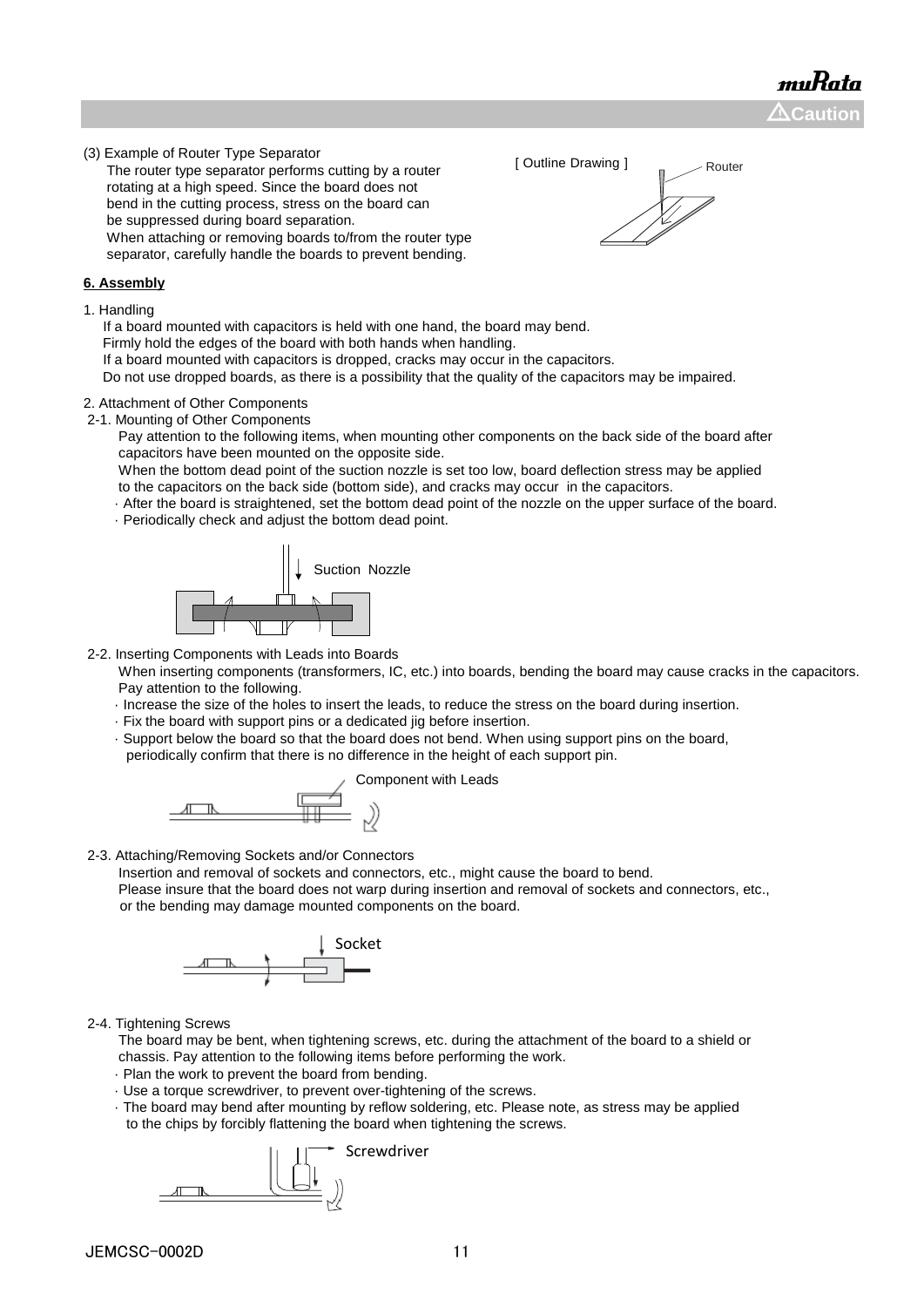(3) Example of Router Type Separator

The router type separator performs cutting by a router rotating at a high speed. Since the board does not bend in the cutting process, stress on the board can be suppressed during board separation.
When attaching or removing boards to/from the router type separator, carefully handle the boards to prevent bending.

[ Outline Drawing ]

Router

**6. Assembly**

1. Handling

If a board mounted with capacitors is held with one hand, the board may bend.
Firmly hold the edges of the board with both hands when handling.
If a board mounted with capacitors is dropped, cracks may occur in the capacitors.
Do not use dropped boards, as there is a possibility that the quality of the capacitors may be impaired.

2. Attachment of Other Components

2-1. Mounting of Other Components

Pay attention to the following items, when mounting other components on the back side of the board after capacitors have been mounted on the opposite side.
When the bottom dead point of the suction nozzle is set too low, board deflection stress may be applied to the capacitors on the back side (bottom side), and cracks may occur in the capacitors.

- After the board is straightened, set the bottom dead point of the nozzle on the upper surface of the board.
- Periodically check and adjust the bottom dead point.

Suction Nozzle

2-2. Inserting Components with Leads into Boards

When inserting components (transformers, IC, etc.) into boards, bending the board may cause cracks in the capacitors.
Pay attention to the following.

- Increase the size of the holes to insert the leads, to reduce the stress on the board during insertion.
- Fix the board with support pins or a dedicated jig before insertion.
- Support below the board so that the board does not bend. When using support pins on the board, periodically confirm that there is no difference in the height of each support pin.

Component with Leads

2-3. Attaching/Removing Sockets and/or Connectors

Insertion and removal of sockets and connectors, etc., might cause the board to bend.
Please insure that the board does not warp during insertion and removal of sockets and connectors, etc., or the bending may damage mounted components on the board.

Socket

2-4. Tightening Screws

The board may be bent, when tightening screws, etc. during the attachment of the board to a shield or chassis. Pay attention to the following items before performing the work.

- Plan the work to prevent the board from bending.
- Use a torque screwdriver, to prevent over-tightening of the screws.
- The board may bend after mounting by reflow soldering, etc. Please note, as stress may be applied to the chips by forcibly flattening the board when tightening the screws.

Screwdriver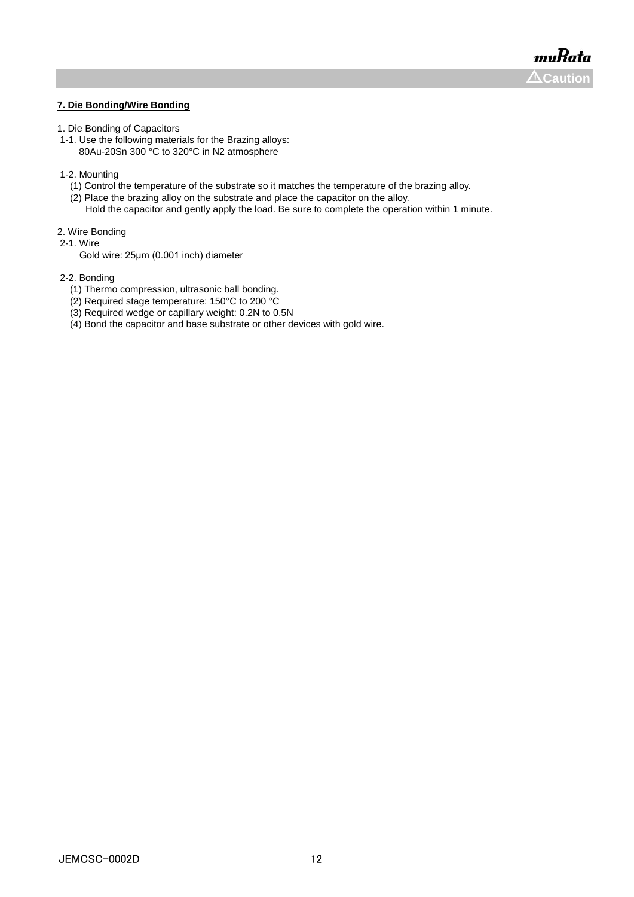**⚠Caution**

## 7. Die Bonding/Wire Bonding

1. Die Bonding of Capacitors
 1-1. Use the following materials for the Brazing alloys:
 80Au-20Sn 300 °C to 320°C in N2 atmosphere

 1-2. Mounting
 (1) Control the temperature of the substrate so it matches the temperature of the brazing alloy.
 (2) Place the brazing alloy on the substrate and place the capacitor on the alloy.
 Hold the capacitor and gently apply the load. Be sure to complete the operation within 1 minute.

2. Wire Bonding
 2-1. Wire
 Gold wire: 25μm (0.001 inch) diameter

 2-2. Bonding
 (1) Thermo compression, ultrasonic ball bonding.
 (2) Required stage temperature: 150°C to 200 °C
 (3) Required wedge or capillary weight: 0.2N to 0.5N
 (4) Bond the capacitor and base substrate or other devices with gold wire.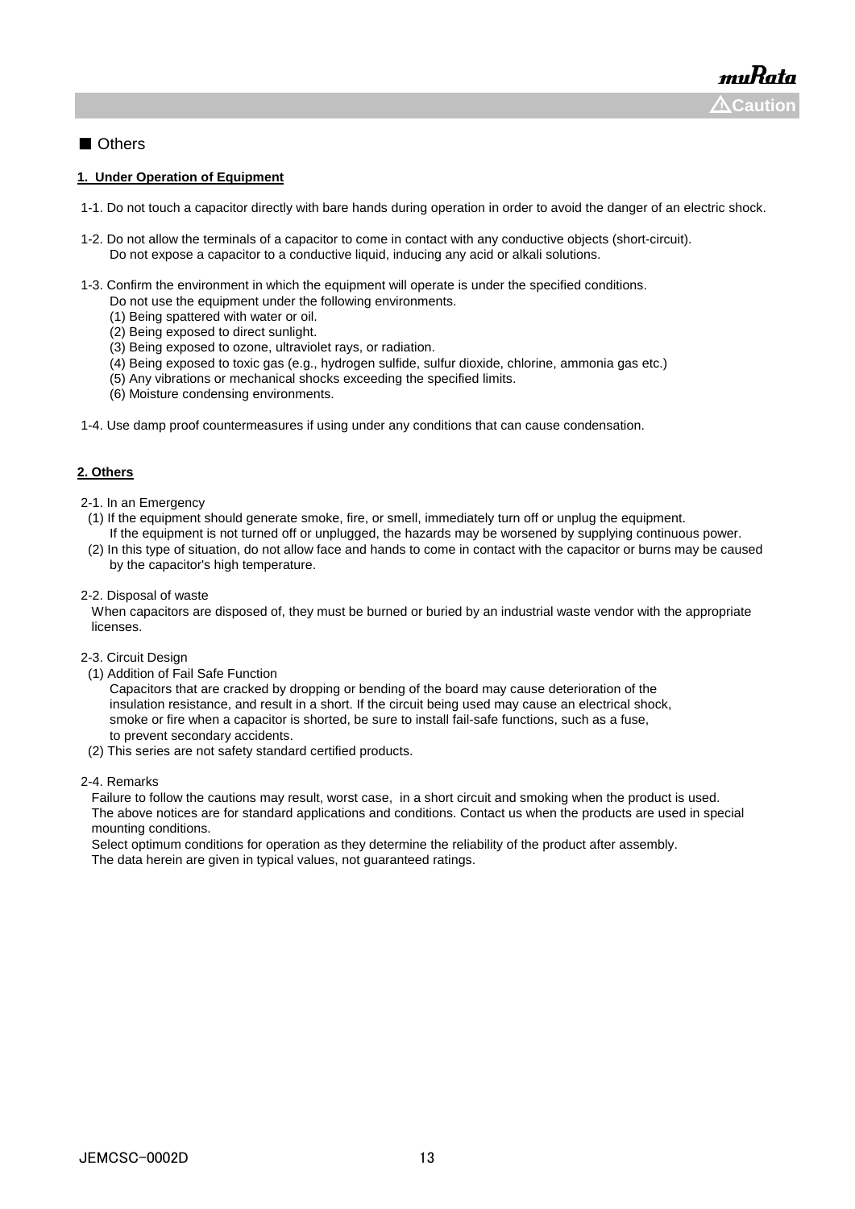■ Others

**1. Under Operation of Equipment**

1-1. Do not touch a capacitor directly with bare hands during operation in order to avoid the danger of an electric shock.

1-2. Do not allow the terminals of a capacitor to come in contact with any conductive objects (short-circuit).
Do not expose a capacitor to a conductive liquid, inducing any acid or alkali solutions.

1-3. Confirm the environment in which the equipment will operate is under the specified conditions.
Do not use the equipment under the following environments.
(1) Being spattered with water or oil.
(2) Being exposed to direct sunlight.
(3) Being exposed to ozone, ultraviolet rays, or radiation.
(4) Being exposed to toxic gas (e.g., hydrogen sulfide, sulfur dioxide, chlorine, ammonia gas etc.)
(5) Any vibrations or mechanical shocks exceeding the specified limits.
(6) Moisture condensing environments.

1-4. Use damp proof countermeasures if using under any conditions that can cause condensation.

**2. Others**

2-1. In an Emergency
(1) If the equipment should generate smoke, fire, or smell, immediately turn off or unplug the equipment.
If the equipment is not turned off or unplugged, the hazards may be worsened by supplying continuous power.
(2) In this type of situation, do not allow face and hands to come in contact with the capacitor or burns may be caused by the capacitor's high temperature.

2-2. Disposal of waste
When capacitors are disposed of, they must be burned or buried by an industrial waste vendor with the appropriate licenses.

2-3. Circuit Design
(1) Addition of Fail Safe Function
Capacitors that are cracked by dropping or bending of the board may cause deterioration of the insulation resistance, and result in a short. If the circuit being used may cause an electrical shock, smoke or fire when a capacitor is shorted, be sure to install fail-safe functions, such as a fuse, to prevent secondary accidents.
(2) This series are not safety standard certified products.

2-4. Remarks
Failure to follow the cautions may result, worst case, in a short circuit and smoking when the product is used.
The above notices are for standard applications and conditions. Contact us when the products are used in special mounting conditions.
Select optimum conditions for operation as they determine the reliability of the product after assembly.
The data herein are given in typical values, not guaranteed ratings.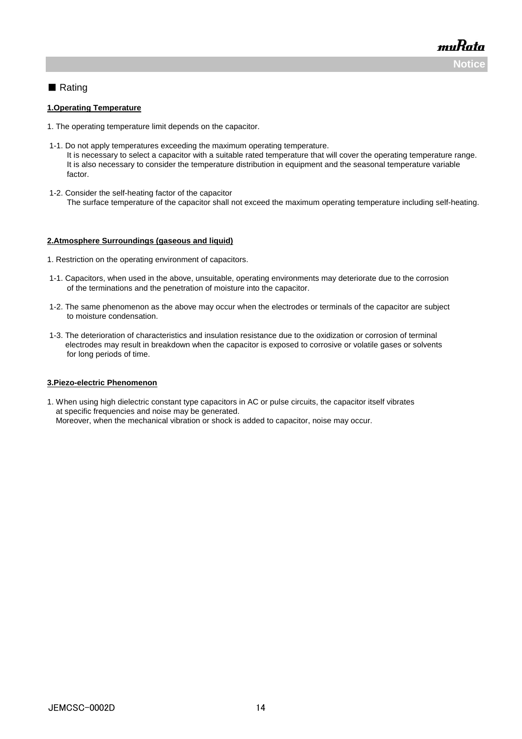■ Rating

**1.Operating Temperature**

1. The operating temperature limit depends on the capacitor.

1-1. Do not apply temperatures exceeding the maximum operating temperature.
It is necessary to select a capacitor with a suitable rated temperature that will cover the operating temperature range.
It is also necessary to consider the temperature distribution in equipment and the seasonal temperature variable factor.

1-2. Consider the self-heating factor of the capacitor
The surface temperature of the capacitor shall not exceed the maximum operating temperature including self-heating.

**2.Atmosphere Surroundings (gaseous and liquid)**

1. Restriction on the operating environment of capacitors.

1-1. Capacitors, when used in the above, unsuitable, operating environments may deteriorate due to the corrosion of the terminations and the penetration of moisture into the capacitor.

1-2. The same phenomenon as the above may occur when the electrodes or terminals of the capacitor are subject to moisture condensation.

1-3. The deterioration of characteristics and insulation resistance due to the oxidization or corrosion of terminal electrodes may result in breakdown when the capacitor is exposed to corrosive or volatile gases or solvents for long periods of time.

**3.Piezo-electric Phenomenon**

1. When using high dielectric constant type capacitors in AC or pulse circuits, the capacitor itself vibrates at specific frequencies and noise may be generated.
Moreover, when the mechanical vibration or shock is added to capacitor, noise may occur.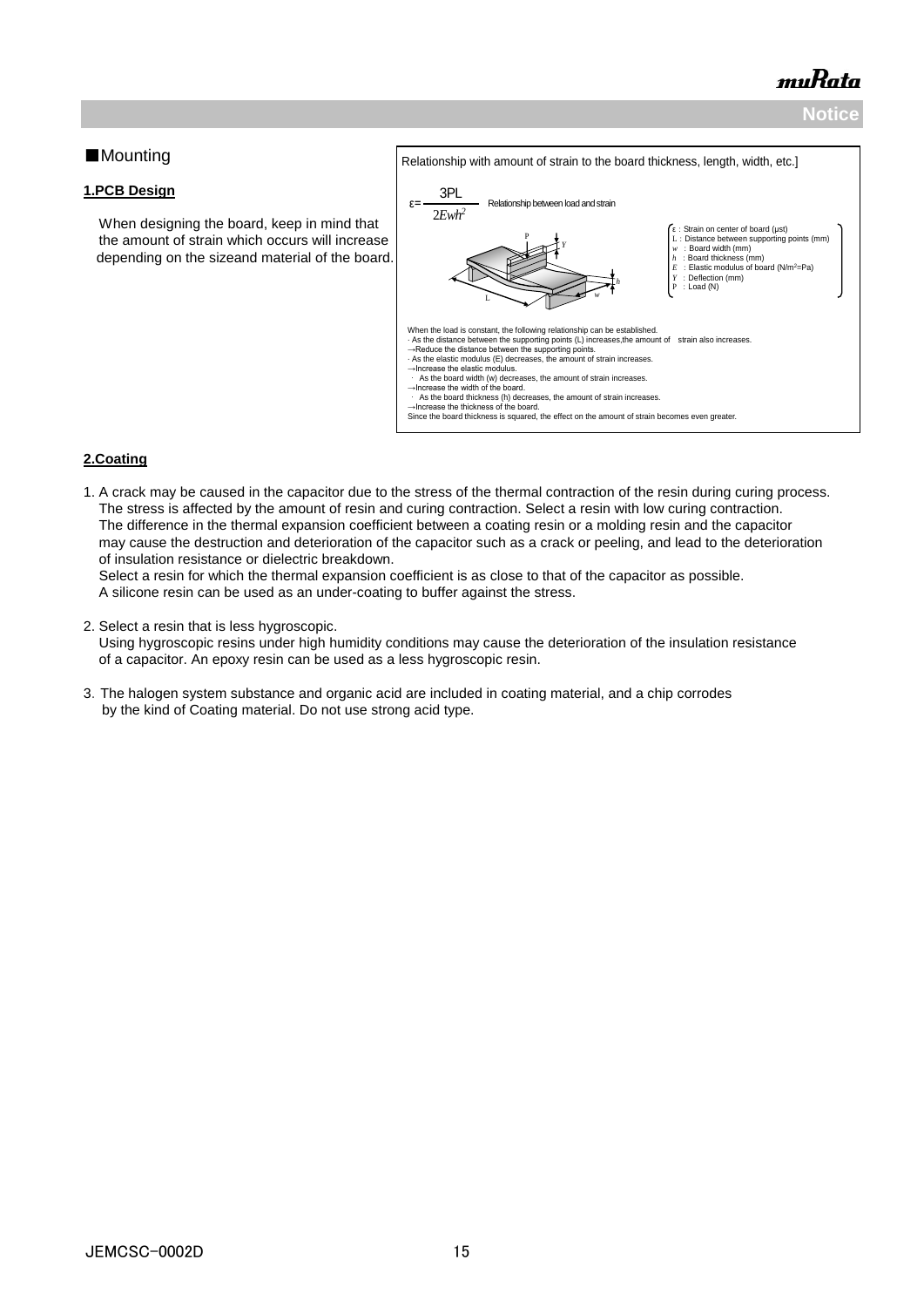## ■Mounting

### 1.PCB Design

When designing the board, keep in mind that the amount of strain which occurs will increase depending on the sizeand material of the board.

Relationship with amount of strain to the board thickness, length, width, etc.]

$$\varepsilon = \frac{3PL}{2Ewh^2}$$ Relationship between load and strain

- ε : Strain on center of board (μst)
- L : Distance between supporting points (mm)
- $w$ : Board width (mm)
- $h$ : Board thickness (mm)
- $E$ : Elastic modulus of board (N/m²=Pa)
- $Y$ : Deflection (mm)
- P : Load (N)

When the load is constant, the following relationship can be established.
· As the distance between the supporting points (L) increases,the amount of strain also increases.
→Reduce the distance between the supporting points.
· As the elastic modulus (E) decreases, the amount of strain increases.
→Increase the elastic modulus.
· As the board width (w) decreases, the amount of strain increases.
→Increase the width of the board.
· As the board thickness (h) decreases, the amount of strain increases.
→Increase the thickness of the board.
Since the board thickness is squared, the effect on the amount of strain becomes even greater.

### 2.Coating

1. A crack may be caused in the capacitor due to the stress of the thermal contraction of the resin during curing process. The stress is affected by the amount of resin and curing contraction. Select a resin with low curing contraction. The difference in the thermal expansion coefficient between a coating resin or a molding resin and the capacitor may cause the destruction and deterioration of the capacitor such as a crack or peeling, and lead to the deterioration of insulation resistance or dielectric breakdown.
   Select a resin for which the thermal expansion coefficient is as close to that of the capacitor as possible.
   A silicone resin can be used as an under-coating to buffer against the stress.

2. Select a resin that is less hygroscopic.
   Using hygroscopic resins under high humidity conditions may cause the deterioration of the insulation resistance of a capacitor. An epoxy resin can be used as a less hygroscopic resin.

3. The halogen system substance and organic acid are included in coating material, and a chip corrodes by the kind of Coating material. Do not use strong acid type.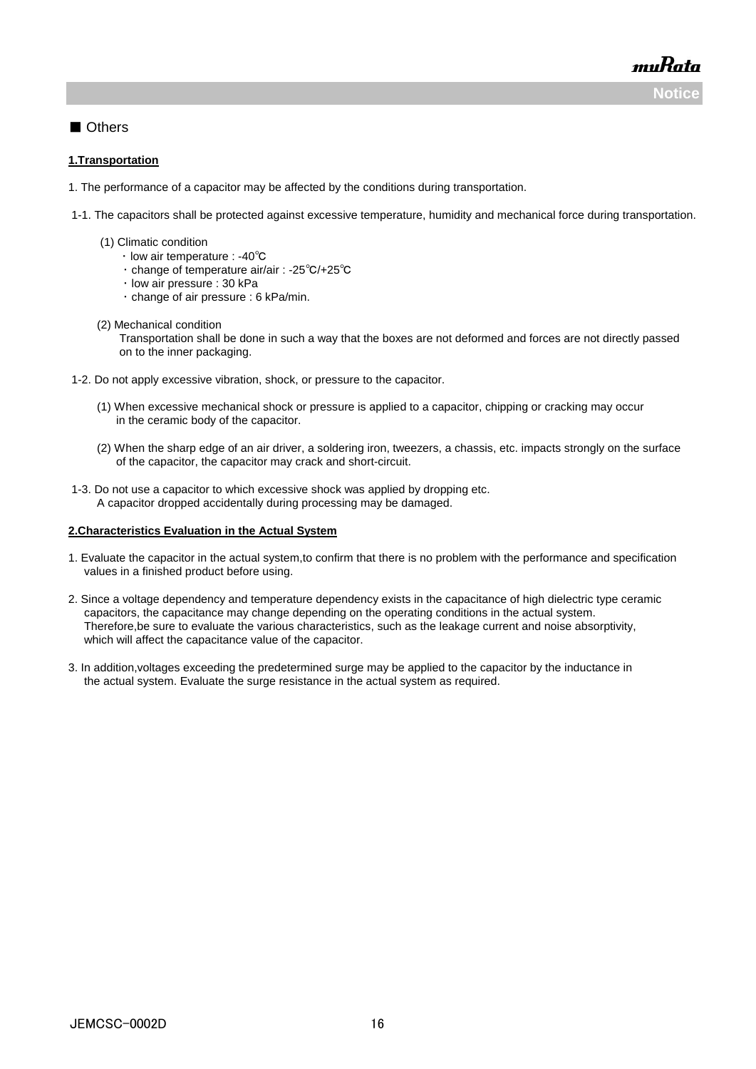■ Others

**1.Transportation**

1. The performance of a capacitor may be affected by the conditions during transportation.

1-1. The capacitors shall be protected against excessive temperature, humidity and mechanical force during transportation.

(1) Climatic condition

・low air temperature : -40℃

・change of temperature air/air : -25℃/+25℃

・low air pressure : 30 kPa

・change of air pressure : 6 kPa/min.

(2) Mechanical condition

Transportation shall be done in such a way that the boxes are not deformed and forces are not directly passed on to the inner packaging.

1-2. Do not apply excessive vibration, shock, or pressure to the capacitor.

(1) When excessive mechanical shock or pressure is applied to a capacitor, chipping or cracking may occur in the ceramic body of the capacitor.

(2) When the sharp edge of an air driver, a soldering iron, tweezers, a chassis, etc. impacts strongly on the surface of the capacitor, the capacitor may crack and short-circuit.

1-3. Do not use a capacitor to which excessive shock was applied by dropping etc.
A capacitor dropped accidentally during processing may be damaged.

**2.Characteristics Evaluation in the Actual System**

1. Evaluate the capacitor in the actual system,to confirm that there is no problem with the performance and specification values in a finished product before using.

2. Since a voltage dependency and temperature dependency exists in the capacitance of high dielectric type ceramic capacitors, the capacitance may change depending on the operating conditions in the actual system. Therefore,be sure to evaluate the various characteristics, such as the leakage current and noise absorptivity, which will affect the capacitance value of the capacitor.

3. In addition,voltages exceeding the predetermined surge may be applied to the capacitor by the inductance in the actual system. Evaluate the surge resistance in the actual system as required.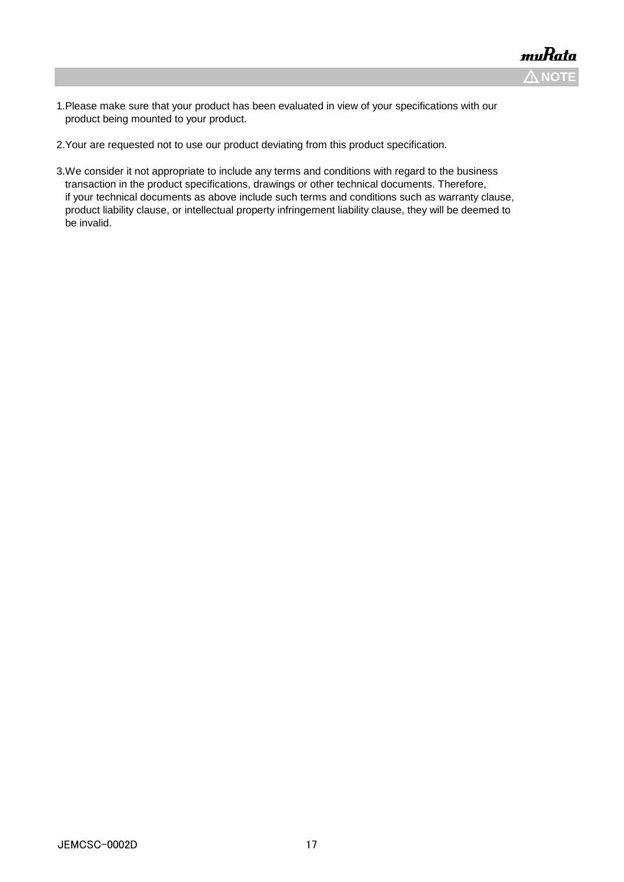## ⚠NOTE

1. Please make sure that your product has been evaluated in view of your specifications with our product being mounted to your product.

2. Your are requested not to use our product deviating from this product specification.

3. We consider it not appropriate to include any terms and conditions with regard to the business transaction in the product specifications, drawings or other technical documents. Therefore, if your technical documents as above include such terms and conditions such as warranty clause, product liability clause, or intellectual property infringement liability clause, they will be deemed to be invalid.